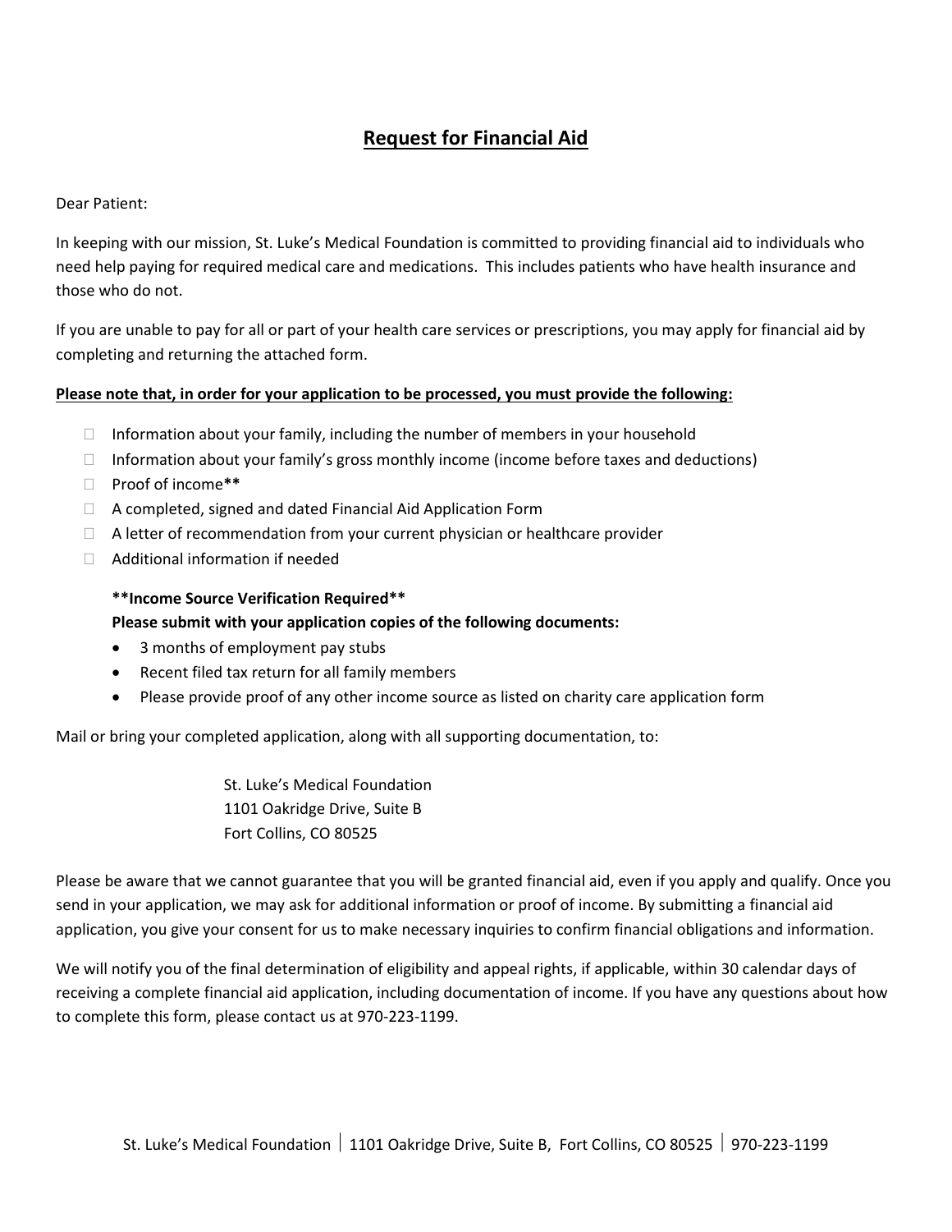# Request for Financial Aid

Dear Patient:

In keeping with our mission, St. Luke's Medical Foundation is committed to providing financial aid to individuals who need help paying for required medical care and medications. This includes patients who have health insurance and those who do not.

If you are unable to pay for all or part of your health care services or prescriptions, you may apply for financial aid by completing and returning the attached form.

**Please note that, in order for your application to be processed, you must provide the following:**

- ☐ Information about your family, including the number of members in your household
- ☐ Information about your family's gross monthly income (income before taxes and deductions)
- ☐ Proof of income**
- ☐ A completed, signed and dated Financial Aid Application Form
- ☐ A letter of recommendation from your current physician or healthcare provider
- ☐ Additional information if needed

**\*\*Income Source Verification Required\*\***
**Please submit with your application copies of the following documents:**

- 3 months of employment pay stubs
- Recent filed tax return for all family members
- Please provide proof of any other income source as listed on charity care application form

Mail or bring your completed application, along with all supporting documentation, to:

St. Luke's Medical Foundation
1101 Oakridge Drive, Suite B
Fort Collins, CO 80525

Please be aware that we cannot guarantee that you will be granted financial aid, even if you apply and qualify. Once you send in your application, we may ask for additional information or proof of income. By submitting a financial aid application, you give your consent for us to make necessary inquiries to confirm financial obligations and information.

We will notify you of the final determination of eligibility and appeal rights, if applicable, within 30 calendar days of receiving a complete financial aid application, including documentation of income. If you have any questions about how to complete this form, please contact us at 970-223-1199.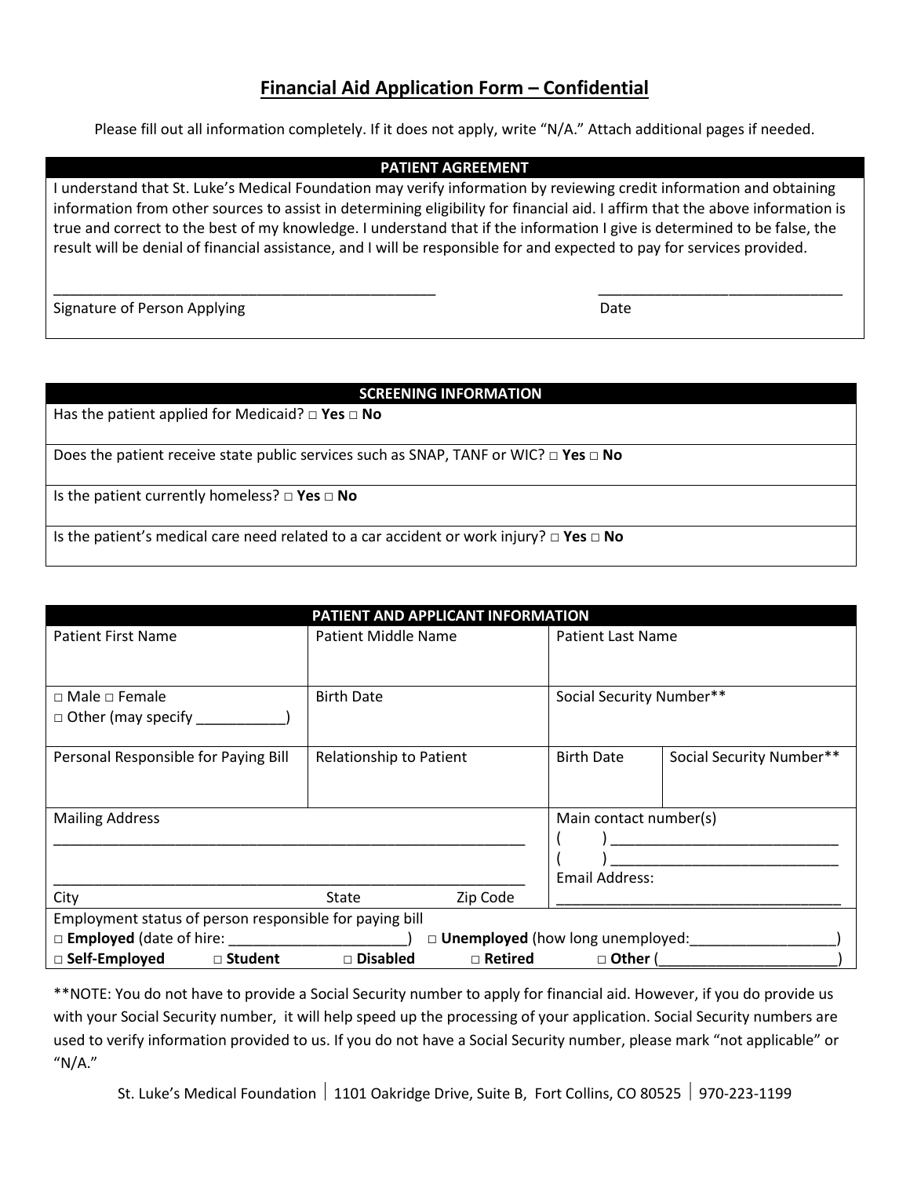# Financial Aid Application Form – Confidential

Please fill out all information completely. If it does not apply, write "N/A." Attach additional pages if needed.

| PATIENT AGREEMENT |
|---|
| I understand that St. Luke's Medical Foundation may verify information by reviewing credit information and obtaining information from other sources to assist in determining eligibility for financial aid. I affirm that the above information is true and correct to the best of my knowledge. I understand that if the information I give is determined to be false, the result will be denial of financial assistance, and I will be responsible for and expected to pay for services provided. |
| ________________________________________________ Signature of Person Applying &nbsp;&nbsp;&nbsp;&nbsp; ______________________________ Date |

| SCREENING INFORMATION |
|---|
| Has the patient applied for Medicaid? □ **Yes** □ **No** |
| Does the patient receive state public services such as SNAP, TANF or WIC? □ **Yes** □ **No** |
| Is the patient currently homeless? □ **Yes** □ **No** |
| Is the patient's medical care need related to a car accident or work injury? □ **Yes** □ **No** |

| PATIENT AND APPLICANT INFORMATION | | | |
|---|---|---|---|
| Patient First Name | Patient Middle Name | Patient Last Name | |
| □ Male □ Female □ Other (may specify ___________) | Birth Date | Social Security Number** | |
| Personal Responsible for Paying Bill | Relationship to Patient | Birth Date | Social Security Number** |
| Mailing Address ____________________________ ____________________________ City State Zip Code | | Main contact number(s) ( ) ____________________ ( ) ____________________ Email Address: ____________________ | |
| Employment status of person responsible for paying bill □ **Employed** (date of hire: ____________________) □ **Unemployed** (how long unemployed:__________________) □ **Self-Employed** □ **Student** □ **Disabled** □ **Retired** □ **Other** (______________________) | | | |

**NOTE: You do not have to provide a Social Security number to apply for financial aid. However, if you do provide us with your Social Security number, it will help speed up the processing of your application. Social Security numbers are used to verify information provided to us. If you do not have a Social Security number, please mark "not applicable" or "N/A."

St. Luke's Medical Foundation | 1101 Oakridge Drive, Suite B, Fort Collins, CO 80525 | 970-223-1199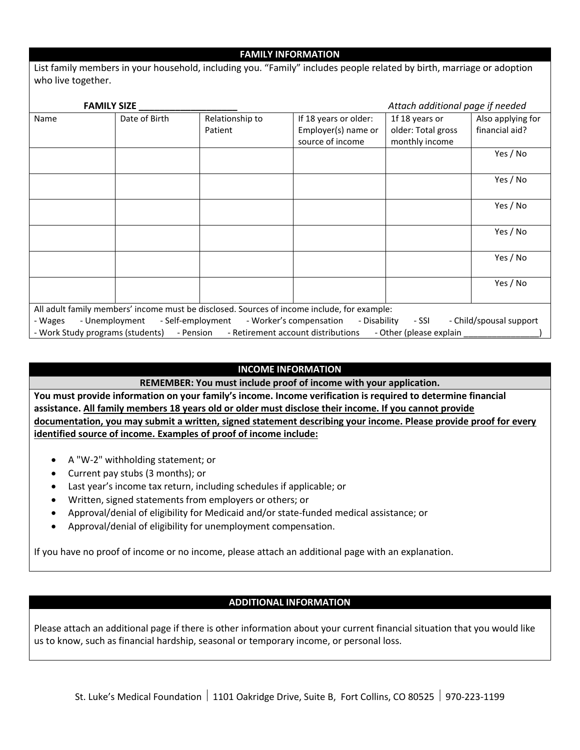## FAMILY INFORMATION

List family members in your household, including you. "Family" includes people related by birth, marriage or adoption who live together.

**FAMILY SIZE** ___________________ *Attach additional page if needed*

| Name | Date of Birth | Relationship to Patient | If 18 years or older: Employer(s) name or source of income | 1f 18 years or older: Total gross monthly income | Also applying for financial aid? |
|---|---|---|---|---|---|
| | | | | | Yes / No |
| | | | | | Yes / No |
| | | | | | Yes / No |
| | | | | | Yes / No |
| | | | | | Yes / No |
| | | | | | Yes / No |

All adult family members' income must be disclosed. Sources of income include, for example:
- Wages - Unemployment - Self-employment - Worker's compensation - Disability - SSI - Child/spousal support
- Work Study programs (students) - Pension - Retirement account distributions - Other (please explain ________________)

## INCOME INFORMATION

**REMEMBER: You must include proof of income with your application.**

**You must provide information on your family's income. Income verification is required to determine financial assistance. All family members 18 years old or older must disclose their income. If you cannot provide documentation, you may submit a written, signed statement describing your income. Please provide proof for every identified source of income. Examples of proof of income include:**

- A "W-2" withholding statement; or
- Current pay stubs (3 months); or
- Last year's income tax return, including schedules if applicable; or
- Written, signed statements from employers or others; or
- Approval/denial of eligibility for Medicaid and/or state-funded medical assistance; or
- Approval/denial of eligibility for unemployment compensation.

If you have no proof of income or no income, please attach an additional page with an explanation.

## ADDITIONAL INFORMATION

Please attach an additional page if there is other information about your current financial situation that you would like us to know, such as financial hardship, seasonal or temporary income, or personal loss.

St. Luke's Medical Foundation | 1101 Oakridge Drive, Suite B, Fort Collins, CO 80525 | 970-223-1199